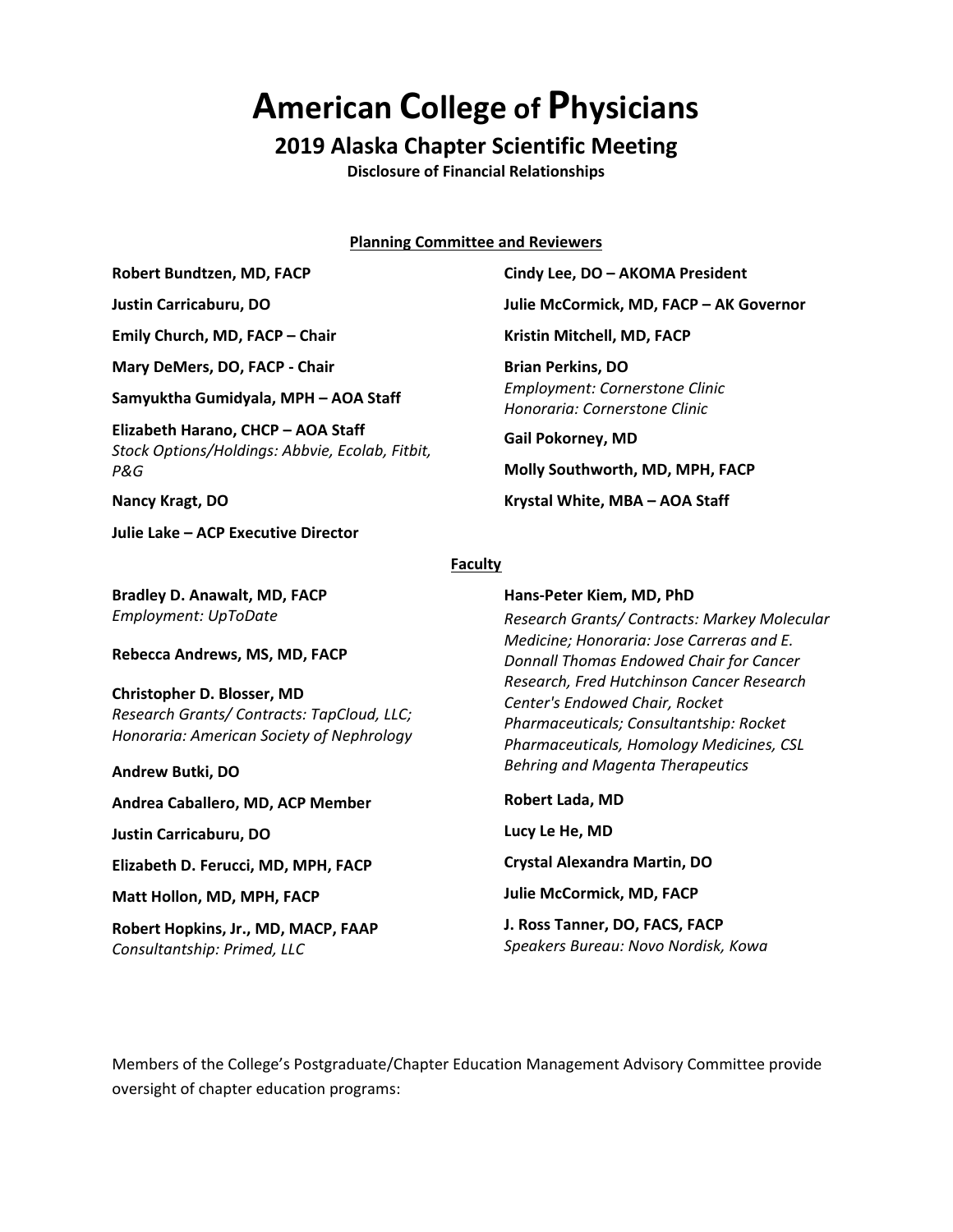# American College of Physicians

## 2019 Alaska Chapter Scientific Meeting

**Disclosure of Financial Relationships**

### Planning Committee and Reviewers

**Robert Bundtzen, MD, FACP**

**Justin Carricaburu, DO**

**Emily Church, MD, FACP – Chair**

**Mary DeMers, DO, FACP - Chair**

**Samyuktha Gumidyala, MPH – AOA Staff**

**Elizabeth Harano, CHCP – AOA Staff**
*Stock Options/Holdings: Abbvie, Ecolab, Fitbit, P&G*

**Nancy Kragt, DO**

**Julie Lake – ACP Executive Director**

**Cindy Lee, DO – AKOMA President**

**Julie McCormick, MD, FACP – AK Governor**

**Kristin Mitchell, MD, FACP**

**Brian Perkins, DO**
*Employment: Cornerstone Clinic*
*Honoraria: Cornerstone Clinic*

**Gail Pokorney, MD**

**Molly Southworth, MD, MPH, FACP**

**Krystal White, MBA – AOA Staff**

### Faculty

**Bradley D. Anawalt, MD, FACP**
*Employment: UpToDate*

**Rebecca Andrews, MS, MD, FACP**

**Christopher D. Blosser, MD**
*Research Grants/ Contracts: TapCloud, LLC; Honoraria: American Society of Nephrology*

**Andrew Butki, DO**

**Andrea Caballero, MD, ACP Member**

**Justin Carricaburu, DO**

**Elizabeth D. Ferucci, MD, MPH, FACP**

**Matt Hollon, MD, MPH, FACP**

**Robert Hopkins, Jr., MD, MACP, FAAP**
*Consultantship: Primed, LLC*

**Hans-Peter Kiem, MD, PhD**
*Research Grants/ Contracts: Markey Molecular Medicine; Honoraria: Jose Carreras and E. Donnall Thomas Endowed Chair for Cancer Research, Fred Hutchinson Cancer Research Center's Endowed Chair, Rocket Pharmaceuticals; Consultantship: Rocket Pharmaceuticals, Homology Medicines, CSL Behring and Magenta Therapeutics*

**Robert Lada, MD**

**Lucy Le He, MD**

**Crystal Alexandra Martin, DO**

**Julie McCormick, MD, FACP**

**J. Ross Tanner, DO, FACS, FACP**
*Speakers Bureau: Novo Nordisk, Kowa*

Members of the College's Postgraduate/Chapter Education Management Advisory Committee provide oversight of chapter education programs: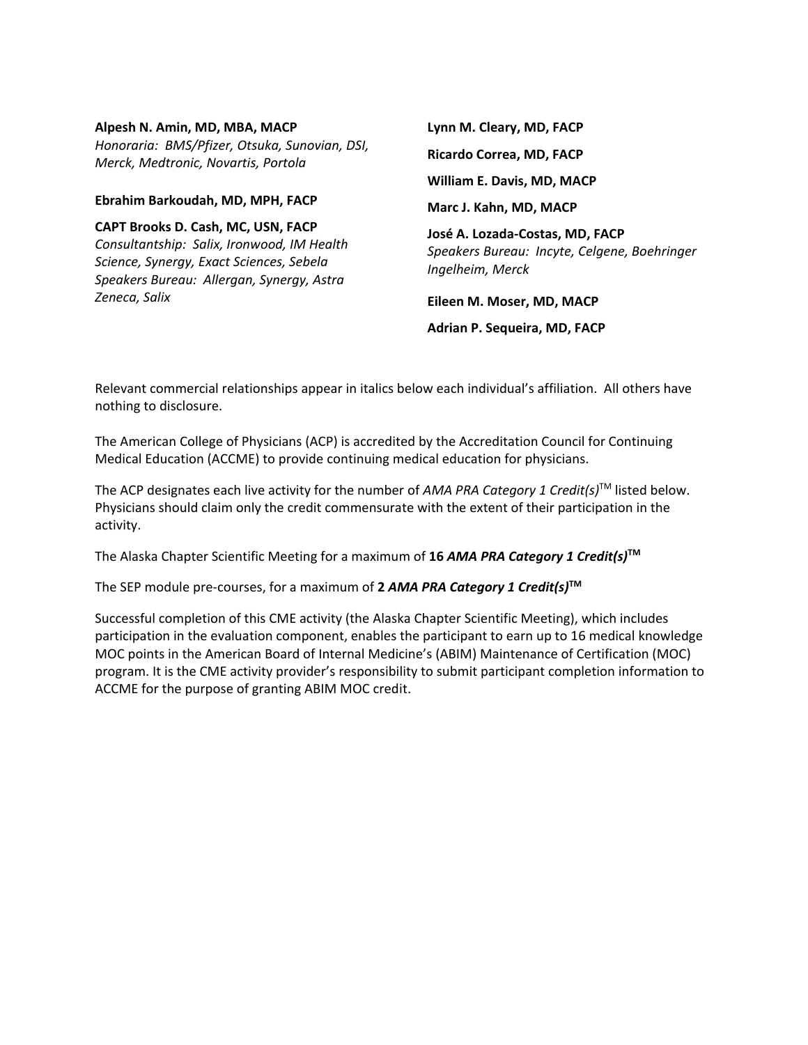**Alpesh N. Amin, MD, MBA, MACP**
*Honoraria: BMS/Pfizer, Otsuka, Sunovian, DSI, Merck, Medtronic, Novartis, Portola*

**Ebrahim Barkoudah, MD, MPH, FACP**

**CAPT Brooks D. Cash, MC, USN, FACP**
*Consultantship: Salix, Ironwood, IM Health Science, Synergy, Exact Sciences, Sebela*
*Speakers Bureau: Allergan, Synergy, Astra Zeneca, Salix*

**Lynn M. Cleary, MD, FACP**

**Ricardo Correa, MD, FACP**

**William E. Davis, MD, MACP**

**Marc J. Kahn, MD, MACP**

**José A. Lozada-Costas, MD, FACP**
*Speakers Bureau: Incyte, Celgene, Boehringer Ingelheim, Merck*

**Eileen M. Moser, MD, MACP**

**Adrian P. Sequeira, MD, FACP**

Relevant commercial relationships appear in italics below each individual's affiliation. All others have nothing to disclosure.

The American College of Physicians (ACP) is accredited by the Accreditation Council for Continuing Medical Education (ACCME) to provide continuing medical education for physicians.

The ACP designates each live activity for the number of *AMA PRA Category 1 Credit(s)*™ listed below. Physicians should claim only the credit commensurate with the extent of their participation in the activity.

The Alaska Chapter Scientific Meeting for a maximum of **16** ***AMA PRA Category 1 Credit(s)*™**

The SEP module pre-courses, for a maximum of **2** ***AMA PRA Category 1 Credit(s)*™**

Successful completion of this CME activity (the Alaska Chapter Scientific Meeting), which includes participation in the evaluation component, enables the participant to earn up to 16 medical knowledge MOC points in the American Board of Internal Medicine's (ABIM) Maintenance of Certification (MOC) program. It is the CME activity provider's responsibility to submit participant completion information to ACCME for the purpose of granting ABIM MOC credit.